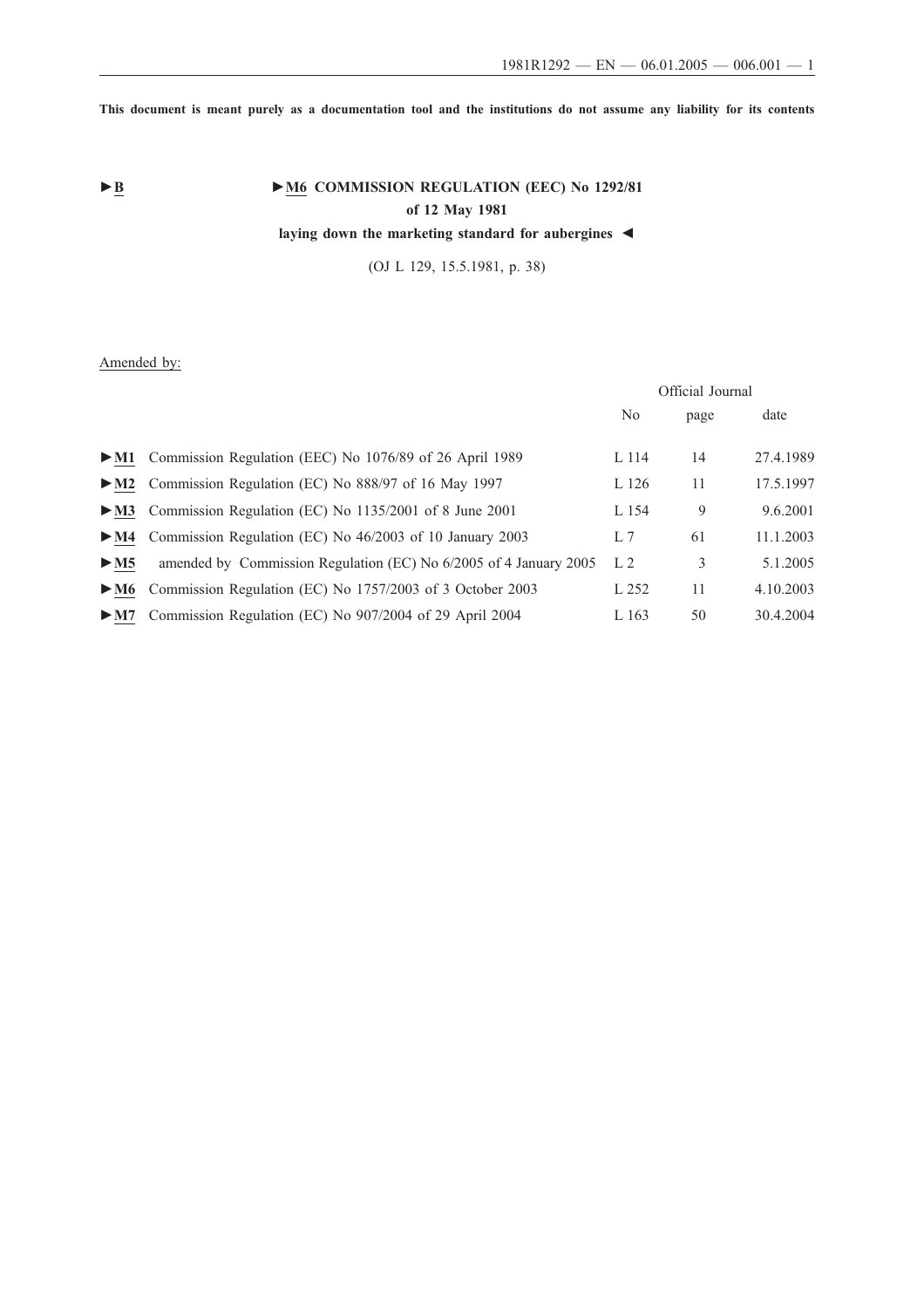This document is meant purely as a documentation tool and the institutions do not assume any liability for its contents

►B ►M6 **COMMISSION REGULATION (EEC) No 1292/81**

**of 12 May 1981**

**laying down the marketing standard for aubergines** ◄

(OJ L 129, 15.5.1981, p. 38)

Amended by:

| | | Official Journal | | |
|---|---|---|---|---|
| | | No | page | date |
| ►M1 | Commission Regulation (EEC) No 1076/89 of 26 April 1989 | L 114 | 14 | 27.4.1989 |
| ►M2 | Commission Regulation (EC) No 888/97 of 16 May 1997 | L 126 | 11 | 17.5.1997 |
| ►M3 | Commission Regulation (EC) No 1135/2001 of 8 June 2001 | L 154 | 9 | 9.6.2001 |
| ►M4 | Commission Regulation (EC) No 46/2003 of 10 January 2003 | L 7 | 61 | 11.1.2003 |
| ►M5 | amended by Commission Regulation (EC) No 6/2005 of 4 January 2005 | L 2 | 3 | 5.1.2005 |
| ►M6 | Commission Regulation (EC) No 1757/2003 of 3 October 2003 | L 252 | 11 | 4.10.2003 |
| ►M7 | Commission Regulation (EC) No 907/2004 of 29 April 2004 | L 163 | 50 | 30.4.2004 |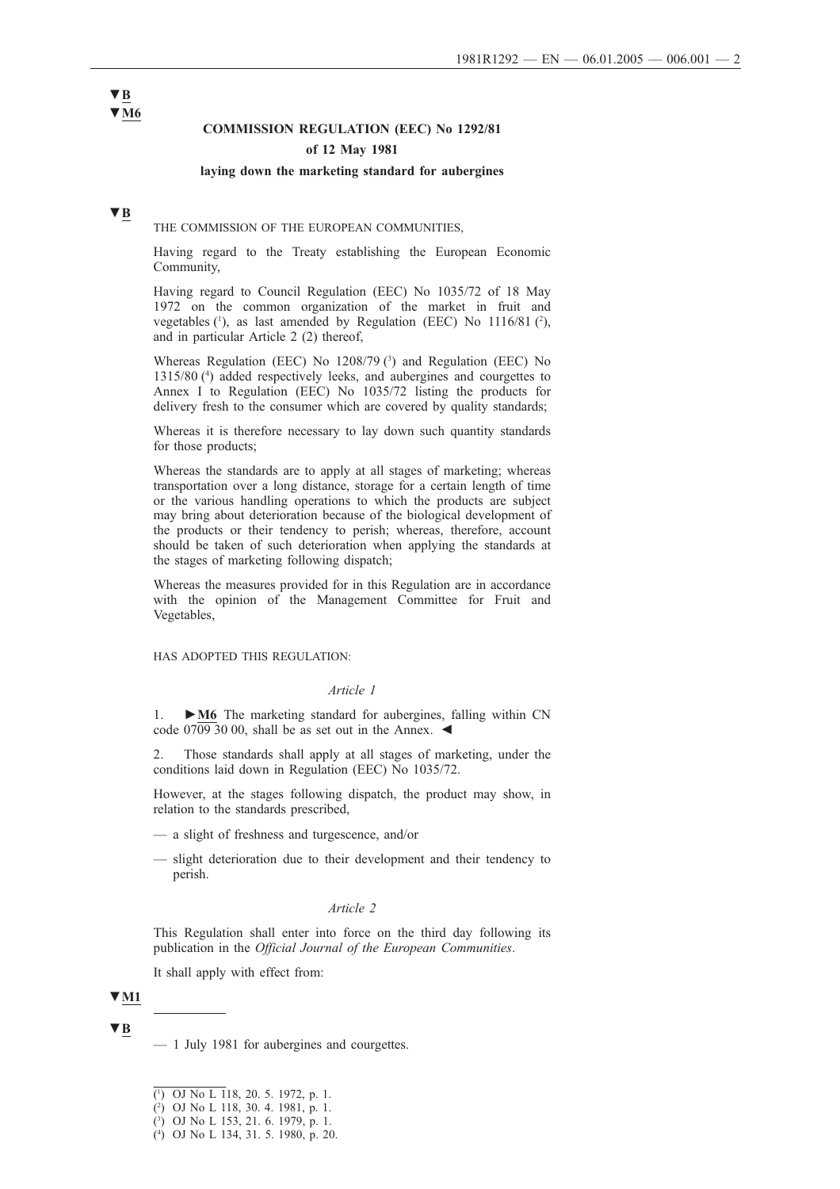▼B
▼M6

**COMMISSION REGULATION (EEC) No 1292/81**

**of 12 May 1981**

**laying down the marketing standard for aubergines**

▼B

THE COMMISSION OF THE EUROPEAN COMMUNITIES,

Having regard to the Treaty establishing the European Economic Community,

Having regard to Council Regulation (EEC) No 1035/72 of 18 May 1972 on the common organization of the market in fruit and vegetables [1], as last amended by Regulation (EEC) No 1116/81 [2], and in particular Article 2 (2) thereof,

Whereas Regulation (EEC) No 1208/79 [3] and Regulation (EEC) No 1315/80 [4] added respectively leeks, and aubergines and courgettes to Annex I to Regulation (EEC) No 1035/72 listing the products for delivery fresh to the consumer which are covered by quality standards;

Whereas it is therefore necessary to lay down such quantity standards for those products;

Whereas the standards are to apply at all stages of marketing; whereas transportation over a long distance, storage for a certain length of time or the various handling operations to which the products are subject may bring about deterioration because of the biological development of the products or their tendency to perish; whereas, therefore, account should be taken of such deterioration when applying the standards at the stages of marketing following dispatch;

Whereas the measures provided for in this Regulation are in accordance with the opinion of the Management Committee for Fruit and Vegetables,

HAS ADOPTED THIS REGULATION:

*Article 1*

1. ►**M6** The marketing standard for aubergines, falling within CN code 0709 30 00, shall be as set out in the Annex. ◄

2. Those standards shall apply at all stages of marketing, under the conditions laid down in Regulation (EEC) No 1035/72.

However, at the stages following dispatch, the product may show, in relation to the standards prescribed,

— a slight of freshness and turgescence, and/or

— slight deterioration due to their development and their tendency to perish.

*Article 2*

This Regulation shall enter into force on the third day following its publication in the *Official Journal of the European Communities*.

It shall apply with effect from:

▼M1

___

▼B

— 1 July 1981 for aubergines and courgettes.

___

[1] OJ No L 118, 20. 5. 1972, p. 1.
[2] OJ No L 118, 30. 4. 1981, p. 1.
[3] OJ No L 153, 21. 6. 1979, p. 1.
[4] OJ No L 134, 31. 5. 1980, p. 20.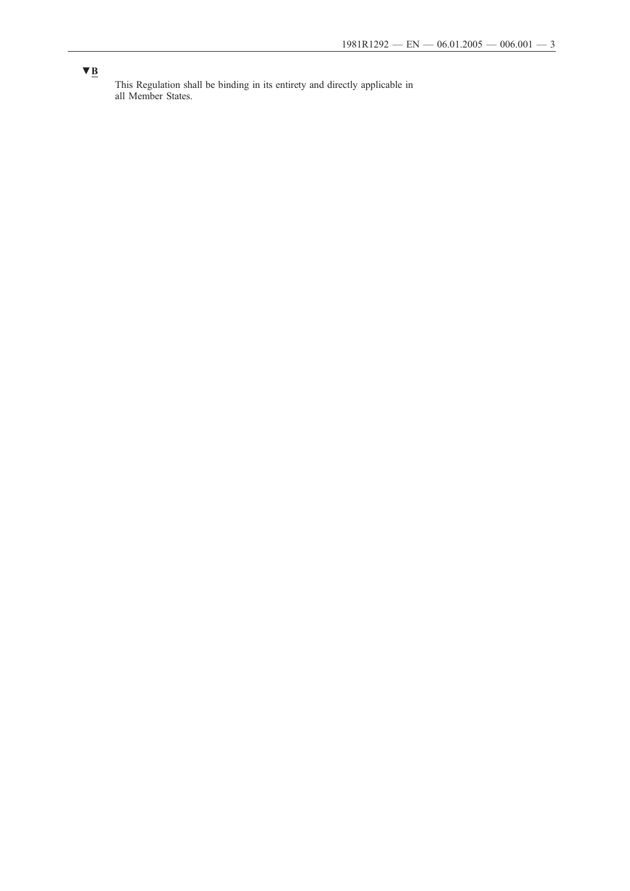▼B

This Regulation shall be binding in its entirety and directly applicable in all Member States.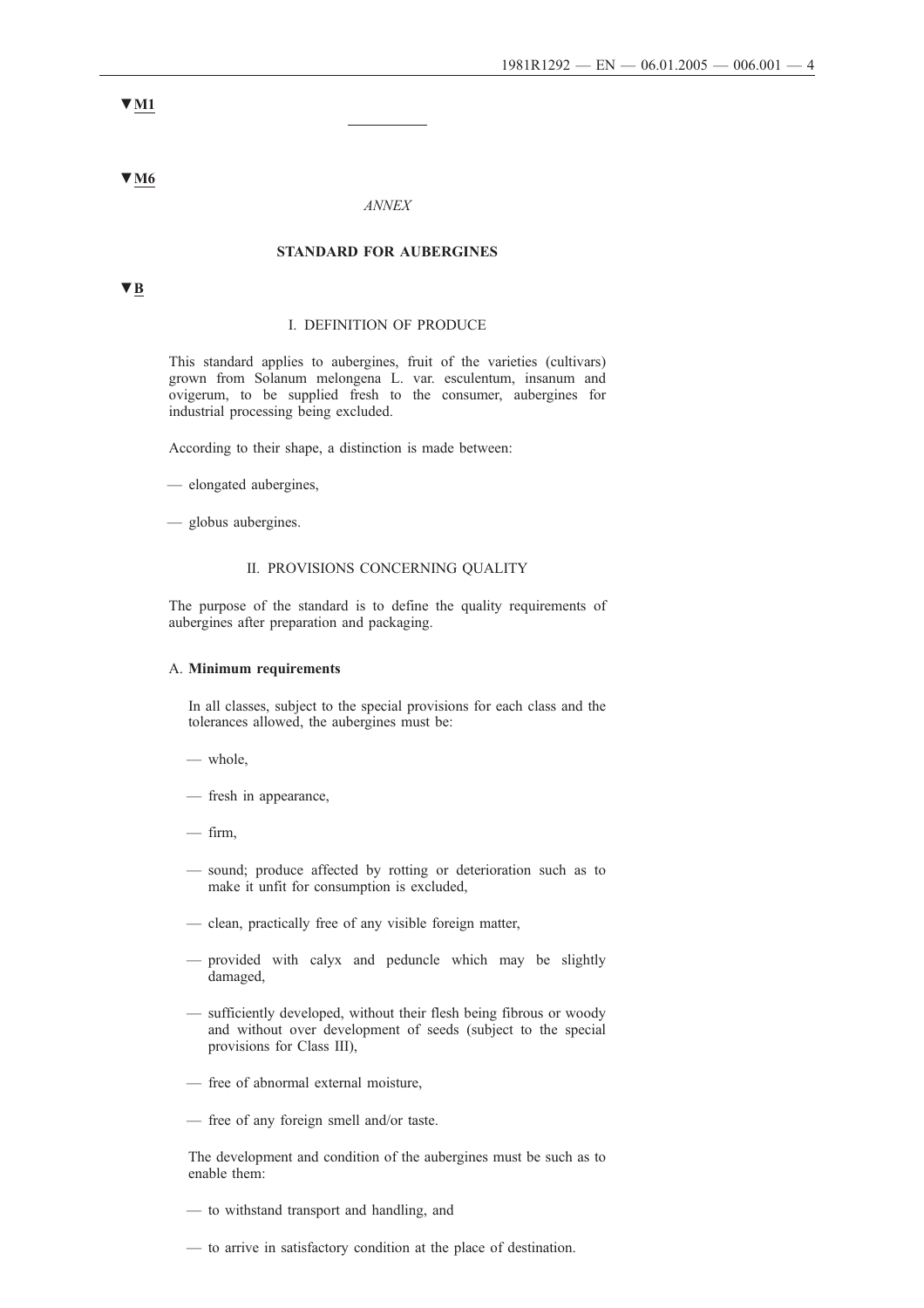▼M1

---

▼M6

*ANNEX*

## STANDARD FOR AUBERGINES

▼B

### I. DEFINITION OF PRODUCE

This standard applies to aubergines, fruit of the varieties (cultivars) grown from Solanum melongena L. var. esculentum, insanum and ovigerum, to be supplied fresh to the consumer, aubergines for industrial processing being excluded.

According to their shape, a distinction is made between:

- elongated aubergines,
- globus aubergines.

### II. PROVISIONS CONCERNING QUALITY

The purpose of the standard is to define the quality requirements of aubergines after preparation and packaging.

#### A. **Minimum requirements**

In all classes, subject to the special provisions for each class and the tolerances allowed, the aubergines must be:

- whole,
- fresh in appearance,
- firm,
- sound; produce affected by rotting or deterioration such as to make it unfit for consumption is excluded,
- clean, practically free of any visible foreign matter,
- provided with calyx and peduncle which may be slightly damaged,
- sufficiently developed, without their flesh being fibrous or woody and without over development of seeds (subject to the special provisions for Class III),
- free of abnormal external moisture,
- free of any foreign smell and/or taste.

The development and condition of the aubergines must be such as to enable them:

- to withstand transport and handling, and
- to arrive in satisfactory condition at the place of destination.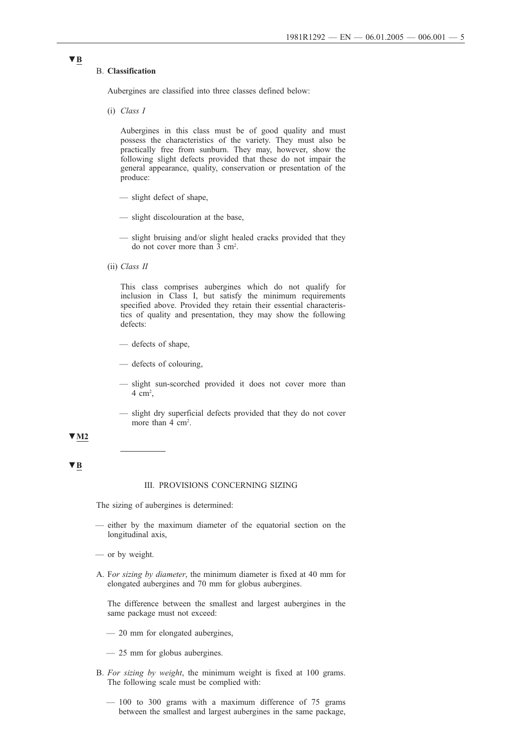▼B

B. **Classification**

Aubergines are classified into three classes defined below:

(i) *Class I*

Aubergines in this class must be of good quality and must possess the characteristics of the variety. They must also be practically free from sunburn. They may, however, show the following slight defects provided that these do not impair the general appearance, quality, conservation or presentation of the produce:

— slight defect of shape,

— slight discolouration at the base,

— slight bruising and/or slight healed cracks provided that they do not cover more than 3 $cm^2$.

(ii) *Class II*

This class comprises aubergines which do not qualify for inclusion in Class I, but satisfy the minimum requirements specified above. Provided they retain their essential characteristics of quality and presentation, they may show the following defects:

— defects of shape,

— defects of colouring,

— slight sun-scorched provided it does not cover more than 4 $cm^2$,

— slight dry superficial defects provided that they do not cover more than 4 $cm^2$.

▼M2

---

▼B

III. PROVISIONS CONCERNING SIZING

The sizing of aubergines is determined:

— either by the maximum diameter of the equatorial section on the longitudinal axis,

— or by weight.

A. F*or sizing by diameter*, the minimum diameter is fixed at 40 mm for elongated aubergines and 70 mm for globus aubergines.

The difference between the smallest and largest aubergines in the same package must not exceed:

— 20 mm for elongated aubergines,

— 25 mm for globus aubergines.

B. *For sizing by weight*, the minimum weight is fixed at 100 grams. The following scale must be complied with:

— 100 to 300 grams with a maximum difference of 75 grams between the smallest and largest aubergines in the same package,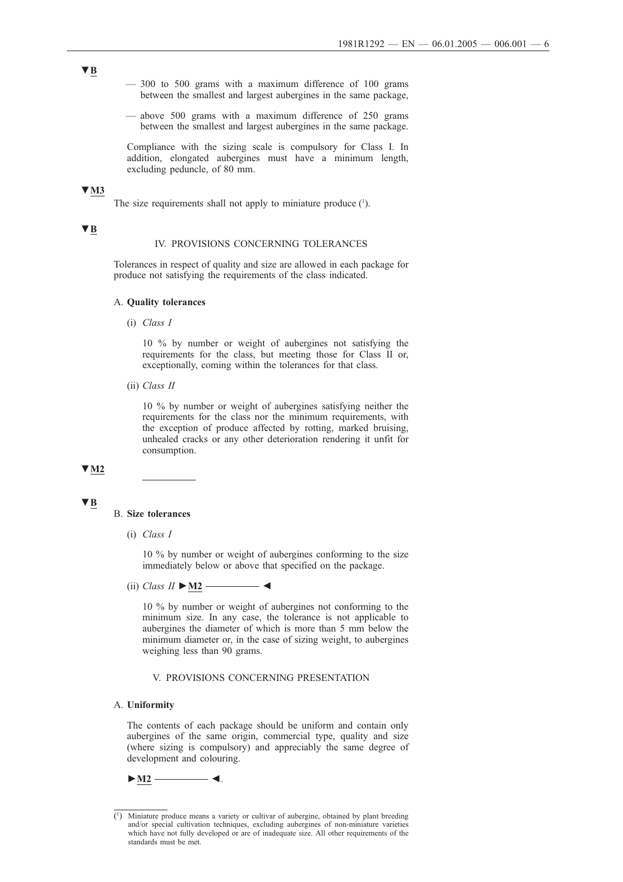▼B

— 300 to 500 grams with a maximum difference of 100 grams between the smallest and largest aubergines in the same package,

— above 500 grams with a maximum difference of 250 grams between the smallest and largest aubergines in the same package.

Compliance with the sizing scale is compulsory for Class I. In addition, elongated aubergines must have a minimum length, excluding peduncle, of 80 mm.

▼M3

The size requirements shall not apply to miniature produce [1].

▼B

## IV. PROVISIONS CONCERNING TOLERANCES

Tolerances in respect of quality and size are allowed in each package for produce not satisfying the requirements of the class indicated.

### A. **Quality tolerances**

(i) *Class I*

10 % by number or weight of aubergines not satisfying the requirements for the class, but meeting those for Class II or, exceptionally, coming within the tolerances for that class.

(ii) *Class II*

10 % by number or weight of aubergines satisfying neither the requirements for the class nor the minimum requirements, with the exception of produce affected by rotting, marked bruising, unhealed cracks or any other deterioration rendering it unfit for consumption.

▼M2

————

▼B

### B. **Size tolerances**

(i) *Class I*

10 % by number or weight of aubergines conforming to the size immediately below or above that specified on the package.

(ii) *Class II* ►M2 ———— ◄

10 % by number or weight of aubergines not conforming to the minimum size. In any case, the tolerance is not applicable to aubergines the diameter of which is more than 5 mm below the minimum diameter or, in the case of sizing weight, to aubergines weighing less than 90 grams.

## V. PROVISIONS CONCERNING PRESENTATION

### A. **Uniformity**

The contents of each package should be uniform and contain only aubergines of the same origin, commercial type, quality and size (where sizing is compulsory) and appreciably the same degree of development and colouring.

►M2 ———— ◄.

---

[1] Miniature produce means a variety or cultivar of aubergine, obtained by plant breeding and/or special cultivation techniques, excluding aubergines of non-miniature varieties which have not fully developed or are of inadequate size. All other requirements of the standards must be met.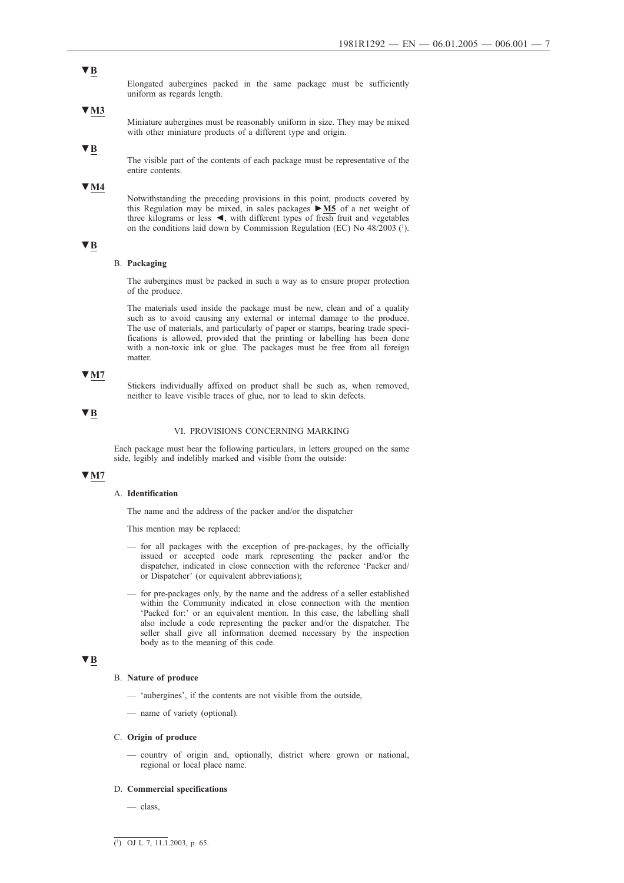▼B

Elongated aubergines packed in the same package must be sufficiently uniform as regards length.

▼M3

Miniature aubergines must be reasonably uniform in size. They may be mixed with other miniature products of a different type and origin.

▼B

The visible part of the contents of each package must be representative of the entire contents.

▼M4

Notwithstanding the preceding provisions in this point, products covered by this Regulation may be mixed, in sales packages ►M5 of a net weight of three kilograms or less ◄, with different types of fresh fruit and vegetables on the conditions laid down by Commission Regulation (EC) No 48/2003 [1].

▼B

B. **Packaging**

The aubergines must be packed in such a way as to ensure proper protection of the produce.

The materials used inside the package must be new, clean and of a quality such as to avoid causing any external or internal damage to the produce. The use of materials, and particularly of paper or stamps, bearing trade specifications is allowed, provided that the printing or labelling has been done with a non-toxic ink or glue. The packages must be free from all foreign matter.

▼M7

Stickers individually affixed on product shall be such as, when removed, neither to leave visible traces of glue, nor to lead to skin defects.

▼B

VI. PROVISIONS CONCERNING MARKING

Each package must bear the following particulars, in letters grouped on the same side, legibly and indelibly marked and visible from the outside:

▼M7

A. **Identification**

The name and the address of the packer and/or the dispatcher

This mention may be replaced:

— for all packages with the exception of pre-packages, by the officially issued or accepted code mark representing the packer and/or the dispatcher, indicated in close connection with the reference 'Packer and/or Dispatcher' (or equivalent abbreviations);

— for pre-packages only, by the name and the address of a seller established within the Community indicated in close connection with the mention 'Packed for:' or an equivalent mention. In this case, the labelling shall also include a code representing the packer and/or the dispatcher. The seller shall give all information deemed necessary by the inspection body as to the meaning of this code.

▼B

B. **Nature of produce**

— 'aubergines', if the contents are not visible from the outside,

— name of variety (optional).

C. **Origin of produce**

— country of origin and, optionally, district where grown or national, regional or local place name.

D. **Commercial specifications**

— class,

[1] OJ L 7, 11.1.2003, p. 65.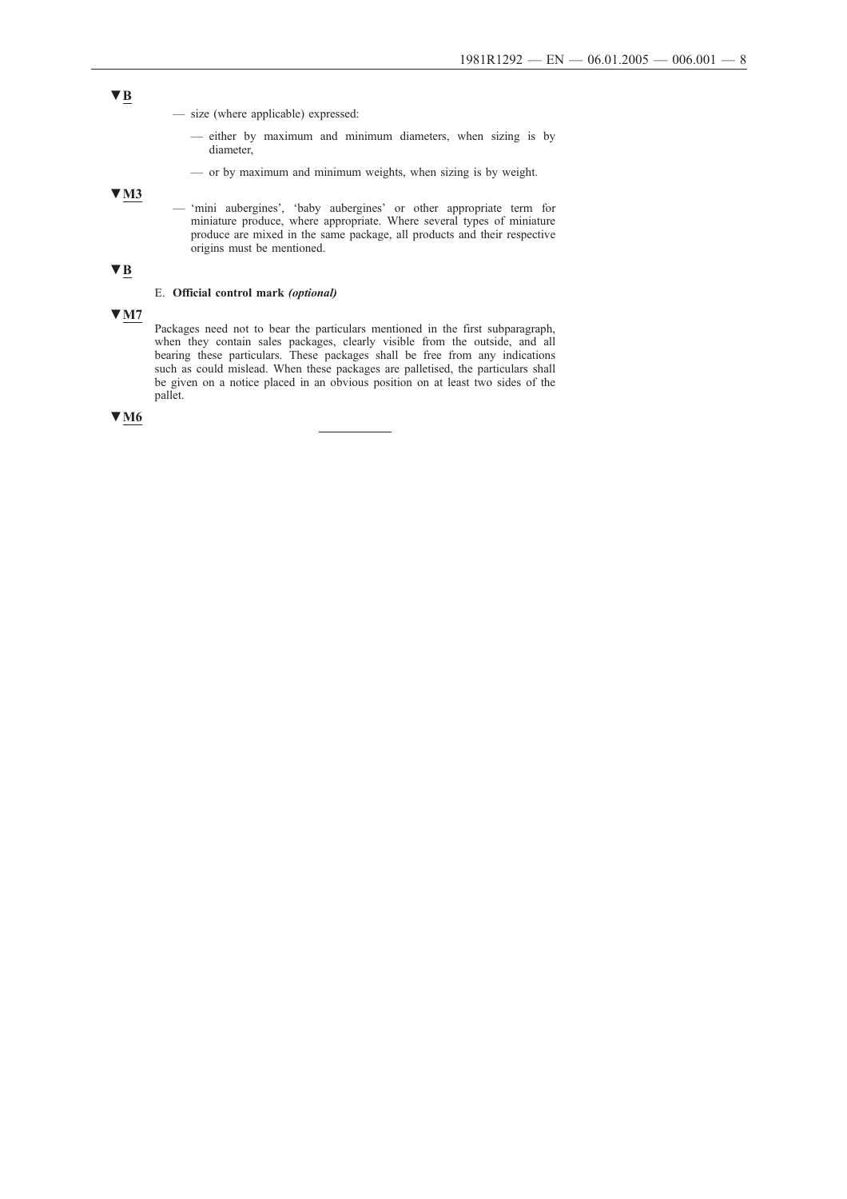▼B

— size (where applicable) expressed:

— either by maximum and minimum diameters, when sizing is by diameter,

— or by maximum and minimum weights, when sizing is by weight.

▼M3

— 'mini aubergines', 'baby aubergines' or other appropriate term for miniature produce, where appropriate. Where several types of miniature produce are mixed in the same package, all products and their respective origins must be mentioned.

▼B

E. **Official control mark** ***(optional)***

▼M7

Packages need not to bear the particulars mentioned in the first subparagraph, when they contain sales packages, clearly visible from the outside, and all bearing these particulars. These packages shall be free from any indications such as could mislead. When these packages are palletised, the particulars shall be given on a notice placed in an obvious position on at least two sides of the pallet.

▼M6

---